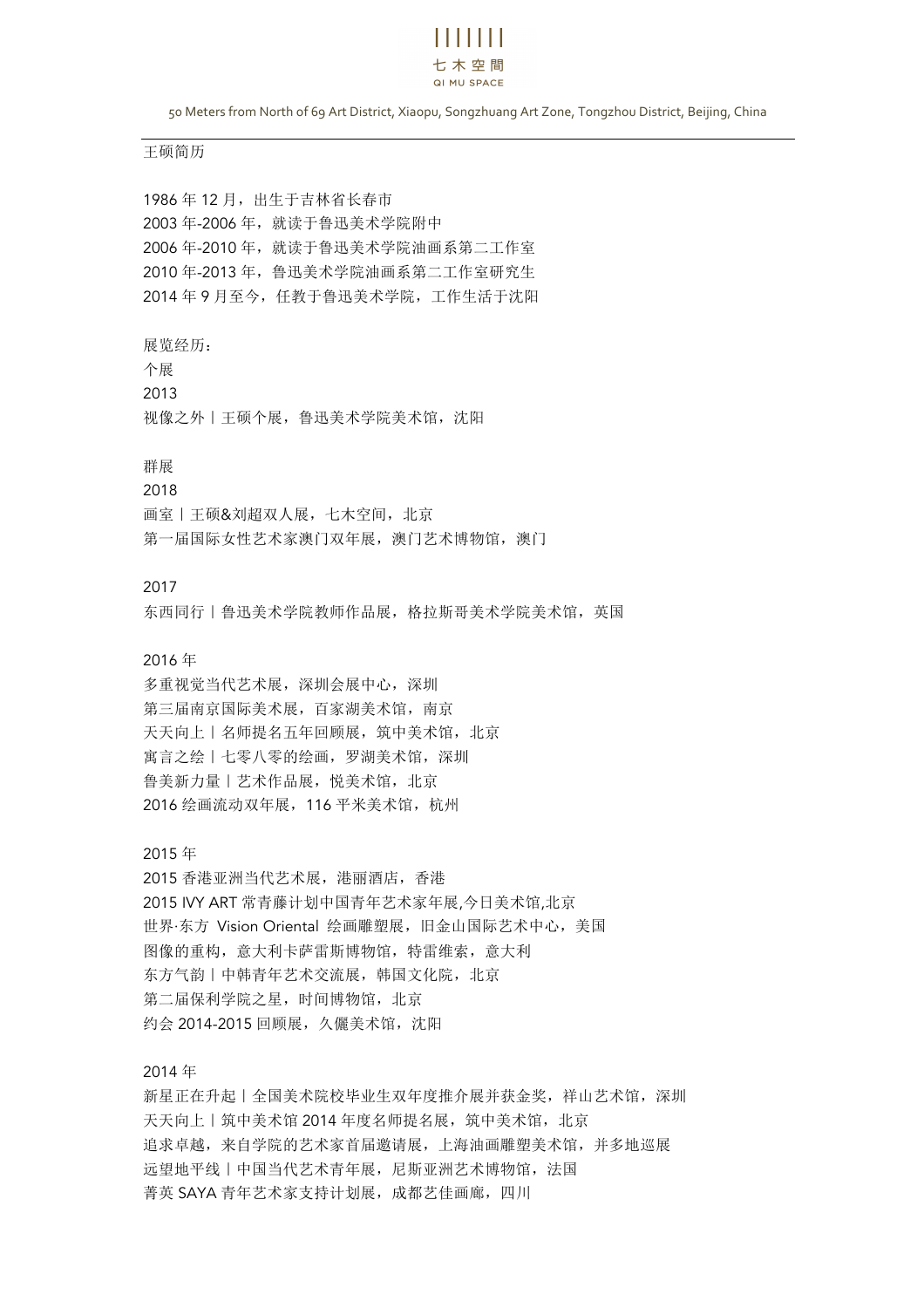王硕简历

1986 年 12 月，出生于吉林省长春市
2003 年-2006 年，就读于鲁迅美术学院附中
2006 年-2010 年，就读于鲁迅美术学院油画系第二工作室
2010 年-2013 年，鲁迅美术学院油画系第二工作室研究生
2014 年 9 月至今，任教于鲁迅美术学院，工作生活于沈阳

展览经历：

个展

2013
视像之外丨王硕个展，鲁迅美术学院美术馆，沈阳

群展

2018
画室丨王硕&刘超双人展，七木空间，北京
第一届国际女性艺术家澳门双年展，澳门艺术博物馆，澳门

2017
东西同行丨鲁迅美术学院教师作品展，格拉斯哥美术学院美术馆，英国

2016 年
多重视觉当代艺术展，深圳会展中心，深圳
第三届南京国际美术展，百家湖美术馆，南京
天天向上丨名师提名五年回顾展，筑中美术馆，北京
寓言之绘丨七零八零的绘画，罗湖美术馆，深圳
鲁美新力量丨艺术作品展，悦美术馆，北京
2016 绘画流动双年展，116 平米美术馆，杭州

2015 年
2015 香港亚洲当代艺术展，港丽酒店，香港
2015 IVY ART 常青藤计划中国青年艺术家年展,今日美术馆,北京
世界·东方 Vision Oriental 绘画雕塑展，旧金山国际艺术中心，美国
图像的重构，意大利卡萨雷斯博物馆，特雷维索，意大利
东方气韵丨中韩青年艺术交流展，韩国文化院，北京
第二届保利学院之星，时间博物馆，北京
约会 2014-2015 回顾展，久僾美术馆，沈阳

2014 年
新星正在升起丨全国美术院校毕业生双年度推介展并获金奖，祥山艺术馆，深圳
天天向上丨筑中美术馆 2014 年度名师提名展，筑中美术馆，北京
追求卓越，来自学院的艺术家首届邀请展，上海油画雕塑美术馆，并多地巡展
远望地平线丨中国当代艺术青年展，尼斯亚洲艺术博物馆，法国
菁英 SAYA 青年艺术家支持计划展，成都艺佳画廊，四川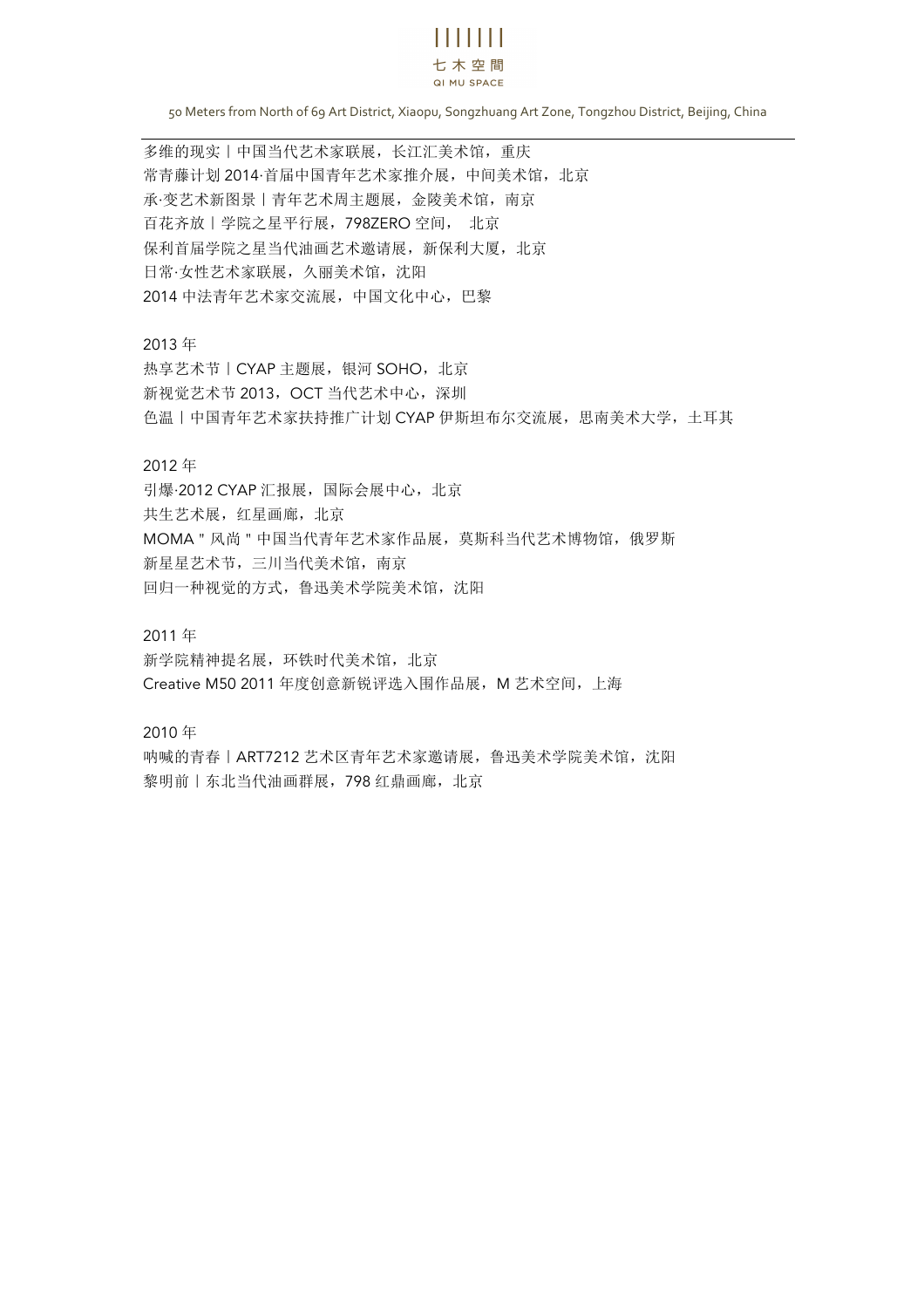多维的现实丨中国当代艺术家联展，长江汇美术馆，重庆
常青藤计划 2014·首届中国青年艺术家推介展，中间美术馆，北京
承·变艺术新图景丨青年艺术周主题展，金陵美术馆，南京
百花齐放丨学院之星平行展，798ZERO 空间， 北京
保利首届学院之星当代油画艺术邀请展，新保利大厦，北京
日常·女性艺术家联展，久丽美术馆，沈阳
2014 中法青年艺术家交流展，中国文化中心，巴黎

2013 年
热享艺术节丨CYAP 主题展，银河 SOHO，北京
新视觉艺术节 2013，OCT 当代艺术中心，深圳
色温丨中国青年艺术家扶持推广计划 CYAP 伊斯坦布尔交流展，思南美术大学，土耳其

2012 年
引爆·2012 CYAP 汇报展，国际会展中心，北京
共生艺术展，红星画廊，北京
MOMA " 风尚 " 中国当代青年艺术家作品展，莫斯科当代艺术博物馆，俄罗斯
新星星艺术节，三川当代美术馆，南京
回归一种视觉的方式，鲁迅美术学院美术馆，沈阳

2011 年
新学院精神提名展，环铁时代美术馆，北京
Creative M50 2011 年度创意新锐评选入围作品展，M 艺术空间，上海

2010 年
呐喊的青春丨ART7212 艺术区青年艺术家邀请展，鲁迅美术学院美术馆，沈阳
黎明前丨东北当代油画群展，798 红鼎画廊，北京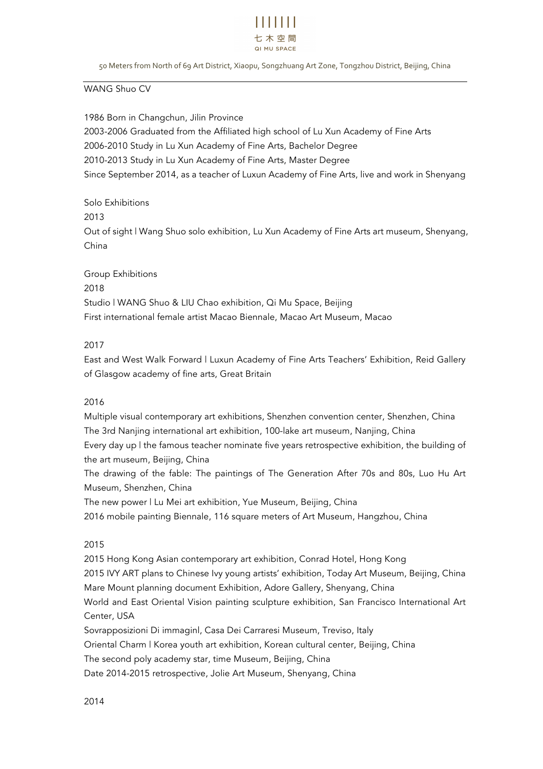WANG Shuo CV

1986 Born in Changchun, Jilin Province
2003-2006 Graduated from the Affiliated high school of Lu Xun Academy of Fine Arts
2006-2010 Study in Lu Xun Academy of Fine Arts, Bachelor Degree
2010-2013 Study in Lu Xun Academy of Fine Arts, Master Degree
Since September 2014, as a teacher of Luxun Academy of Fine Arts, live and work in Shenyang

Solo Exhibitions

2013

Out of sight | Wang Shuo solo exhibition, Lu Xun Academy of Fine Arts art museum, Shenyang, China

Group Exhibitions

2018

Studio | WANG Shuo & LIU Chao exhibition, Qi Mu Space, Beijing
First international female artist Macao Biennale, Macao Art Museum, Macao

2017

East and West Walk Forward | Luxun Academy of Fine Arts Teachers' Exhibition, Reid Gallery of Glasgow academy of fine arts, Great Britain

2016

Multiple visual contemporary art exhibitions, Shenzhen convention center, Shenzhen, China
The 3rd Nanjing international art exhibition, 100-lake art museum, Nanjing, China
Every day up | the famous teacher nominate five years retrospective exhibition, the building of the art museum, Beijing, China
The drawing of the fable: The paintings of The Generation After 70s and 80s, Luo Hu Art Museum, Shenzhen, China
The new power | Lu Mei art exhibition, Yue Museum, Beijing, China
2016 mobile painting Biennale, 116 square meters of Art Museum, Hangzhou, China

2015

2015 Hong Kong Asian contemporary art exhibition, Conrad Hotel, Hong Kong
2015 IVY ART plans to Chinese Ivy young artists' exhibition, Today Art Museum, Beijing, China
Mare Mount planning document Exhibition, Adore Gallery, Shenyang, China
World and East Oriental Vision painting sculpture exhibition, San Francisco International Art Center, USA
Sovrapposizioni Di immaginl, Casa Dei Carraresi Museum, Treviso, Italy
Oriental Charm | Korea youth art exhibition, Korean cultural center, Beijing, China
The second poly academy star, time Museum, Beijing, China
Date 2014-2015 retrospective, Jolie Art Museum, Shenyang, China

2014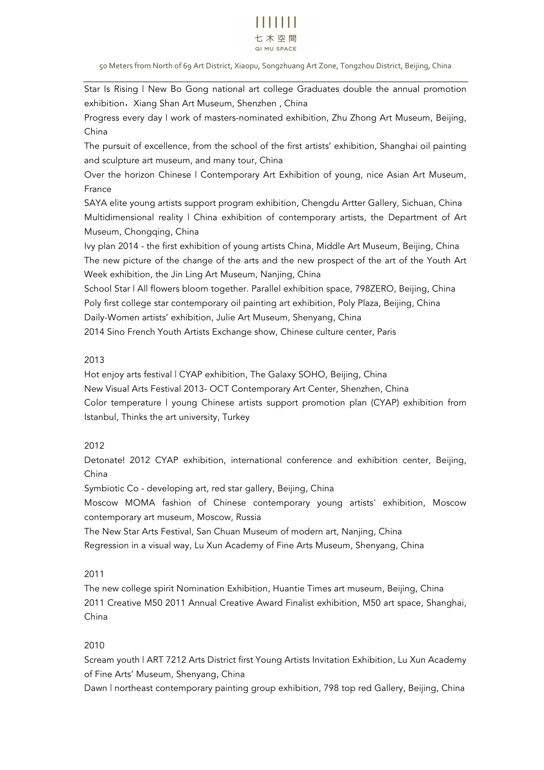Star Is Rising | New Bo Gong national art college Graduates double the annual promotion exhibition，Xiang Shan Art Museum, Shenzhen , China

Progress every day | work of masters-nominated exhibition, Zhu Zhong Art Museum, Beijing, China

The pursuit of excellence, from the school of the first artists' exhibition, Shanghai oil painting and sculpture art museum, and many tour, China

Over the horizon Chinese | Contemporary Art Exhibition of young, nice Asian Art Museum, France

SAYA elite young artists support program exhibition, Chengdu Artter Gallery, Sichuan, China

Multidimensional reality | China exhibition of contemporary artists, the Department of Art Museum, Chongqing, China

Ivy plan 2014 - the first exhibition of young artists China, Middle Art Museum, Beijing, China

The new picture of the change of the arts and the new prospect of the art of the Youth Art Week exhibition, the Jin Ling Art Museum, Nanjing, China

School Star | All flowers bloom together. Parallel exhibition space, 798ZERO, Beijing, China

Poly first college star contemporary oil painting art exhibition, Poly Plaza, Beijing, China

Daily-Women artists' exhibition, Julie Art Museum, Shenyang, China

2014 Sino French Youth Artists Exchange show, Chinese culture center, Paris

2013

Hot enjoy arts festival | CYAP exhibition, The Galaxy SOHO, Beijing, China

New Visual Arts Festival 2013- OCT Contemporary Art Center, Shenzhen, China

Color temperature | young Chinese artists support promotion plan (CYAP) exhibition from Istanbul, Thinks the art university, Turkey

2012

Detonate! 2012 CYAP exhibition, international conference and exhibition center, Beijing, China

Symbiotic Co - developing art, red star gallery, Beijing, China

Moscow MOMA fashion of Chinese contemporary young artists' exhibition, Moscow contemporary art museum, Moscow, Russia

The New Star Arts Festival, San Chuan Museum of modern art, Nanjing, China

Regression in a visual way, Lu Xun Academy of Fine Arts Museum, Shenyang, China

2011

The new college spirit Nomination Exhibition, Huantie Times art museum, Beijing, China

2011 Creative M50 2011 Annual Creative Award Finalist exhibition, M50 art space, Shanghai, China

2010

Scream youth | ART 7212 Arts District first Young Artists Invitation Exhibition, Lu Xun Academy of Fine Arts' Museum, Shenyang, China

Dawn | northeast contemporary painting group exhibition, 798 top red Gallery, Beijing, China